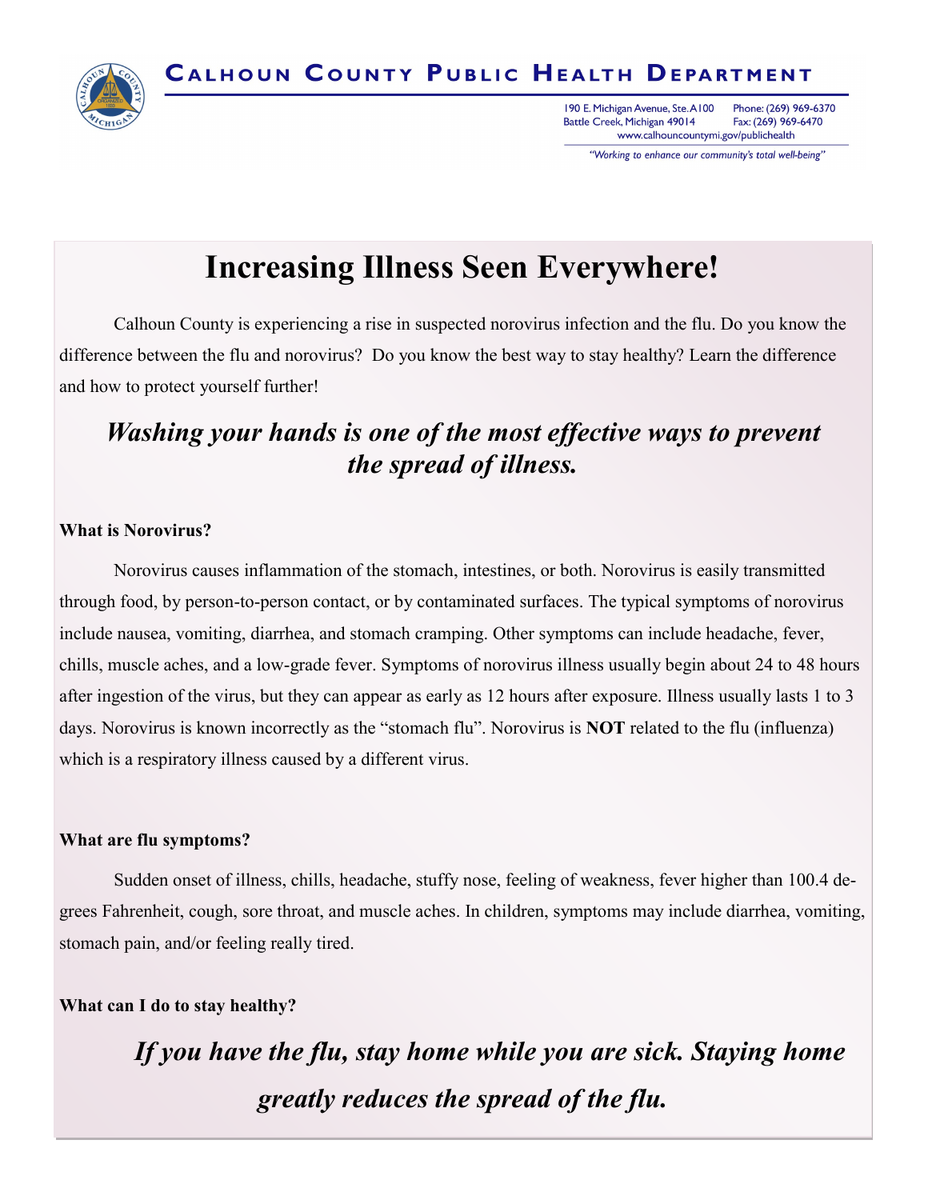# Calhoun County Public Health Department

190 E. Michigan Avenue, Ste. A100
Battle Creek, Michigan 49014
Phone: (269) 969-6370
Fax: (269) 969-6470
www.calhouncountymi.gov/publichealth

*"Working to enhance our community's total well-being"*

# Increasing Illness Seen Everywhere!

Calhoun County is experiencing a rise in suspected norovirus infection and the flu. Do you know the difference between the flu and norovirus? Do you know the best way to stay healthy? Learn the difference and how to protect yourself further!

***Washing your hands is one of the most effective ways to prevent the spread of illness.***

**What is Norovirus?**

Norovirus causes inflammation of the stomach, intestines, or both. Norovirus is easily transmitted through food, by person-to-person contact, or by contaminated surfaces. The typical symptoms of norovirus include nausea, vomiting, diarrhea, and stomach cramping. Other symptoms can include headache, fever, chills, muscle aches, and a low-grade fever. Symptoms of norovirus illness usually begin about 24 to 48 hours after ingestion of the virus, but they can appear as early as 12 hours after exposure. Illness usually lasts 1 to 3 days. Norovirus is known incorrectly as the "stomach flu". Norovirus is **NOT** related to the flu (influenza) which is a respiratory illness caused by a different virus.

**What are flu symptoms?**

Sudden onset of illness, chills, headache, stuffy nose, feeling of weakness, fever higher than 100.4 degrees Fahrenheit, cough, sore throat, and muscle aches. In children, symptoms may include diarrhea, vomiting, stomach pain, and/or feeling really tired.

**What can I do to stay healthy?**

***If you have the flu, stay home while you are sick. Staying home greatly reduces the spread of the flu.***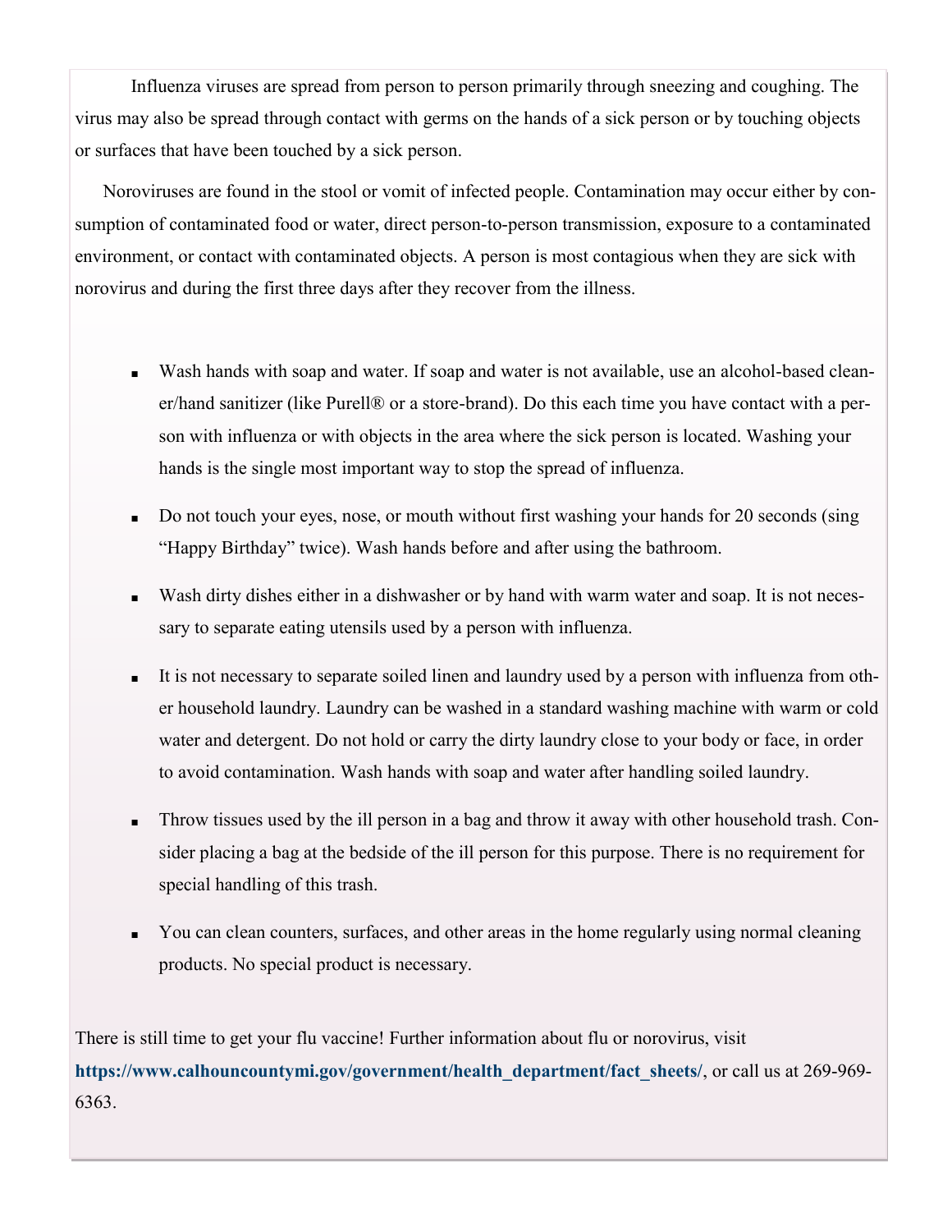Influenza viruses are spread from person to person primarily through sneezing and coughing. The virus may also be spread through contact with germs on the hands of a sick person or by touching objects or surfaces that have been touched by a sick person.

Noroviruses are found in the stool or vomit of infected people. Contamination may occur either by consumption of contaminated food or water, direct person-to-person transmission, exposure to a contaminated environment, or contact with contaminated objects. A person is most contagious when they are sick with norovirus and during the first three days after they recover from the illness.

- Wash hands with soap and water. If soap and water is not available, use an alcohol-based cleaner/hand sanitizer (like Purell® or a store-brand). Do this each time you have contact with a person with influenza or with objects in the area where the sick person is located. Washing your hands is the single most important way to stop the spread of influenza.
- Do not touch your eyes, nose, or mouth without first washing your hands for 20 seconds (sing "Happy Birthday" twice). Wash hands before and after using the bathroom.
- Wash dirty dishes either in a dishwasher or by hand with warm water and soap. It is not necessary to separate eating utensils used by a person with influenza.
- It is not necessary to separate soiled linen and laundry used by a person with influenza from other household laundry. Laundry can be washed in a standard washing machine with warm or cold water and detergent. Do not hold or carry the dirty laundry close to your body or face, in order to avoid contamination. Wash hands with soap and water after handling soiled laundry.
- Throw tissues used by the ill person in a bag and throw it away with other household trash. Consider placing a bag at the bedside of the ill person for this purpose. There is no requirement for special handling of this trash.
- You can clean counters, surfaces, and other areas in the home regularly using normal cleaning products. No special product is necessary.

There is still time to get your flu vaccine! Further information about flu or norovirus, visit **https://www.calhouncountymi.gov/government/health_department/fact_sheets/**, or call us at 269-969-6363.